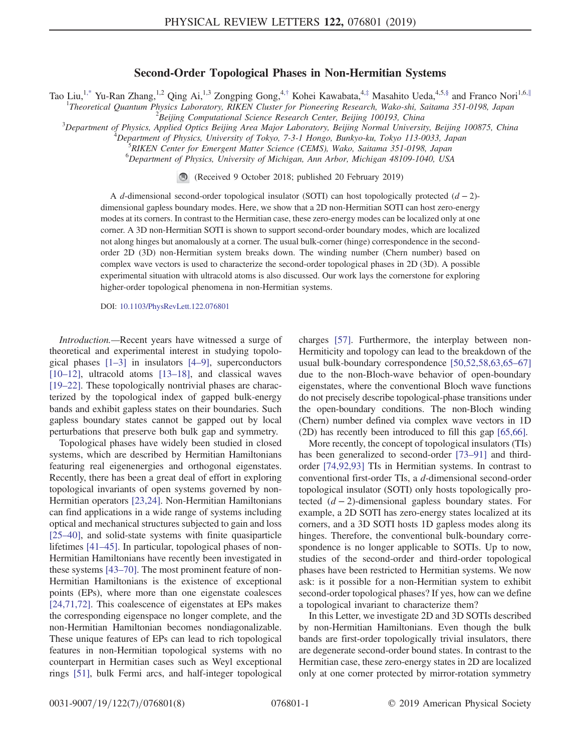# Second-Order Topological Phases in Non-Hermitian Systems

Tao Liu,[1,*] Yu-Ran Zhang,[1,2] Qing Ai,[1,3] Zongping Gong,[4,†] Kohei Kawabata,[4,‡] Masahito Ueda,[4,5,§] and Franco Nori[1,6,∥]

[1]Theoretical Quantum Physics Laboratory, RIKEN Cluster for Pioneering Research, Wako-shi, Saitama 351-0198, Japan
[2]Beijing Computational Science Research Center, Beijing 100193, China
[3]Department of Physics, Applied Optics Beijing Area Major Laboratory, Beijing Normal University, Beijing 100875, China
[4]Department of Physics, University of Tokyo, 7-3-1 Hongo, Bunkyo-ku, Tokyo 113-0033, Japan
[5]RIKEN Center for Emergent Matter Science (CEMS), Wako, Saitama 351-0198, Japan
[6]Department of Physics, University of Michigan, Ann Arbor, Michigan 48109-1040, USA

(Received 9 October 2018; published 20 February 2019)

A $d$-dimensional second-order topological insulator (SOTI) can host topologically protected $(d-2)$-dimensional gapless boundary modes. Here, we show that a 2D non-Hermitian SOTI can host zero-energy modes at its corners. In contrast to the Hermitian case, these zero-energy modes can be localized only at one corner. A 3D non-Hermitian SOTI is shown to support second-order boundary modes, which are localized not along hinges but anomalously at a corner. The usual bulk-corner (hinge) correspondence in the second-order 2D (3D) non-Hermitian system breaks down. The winding number (Chern number) based on complex wave vectors is used to characterize the second-order topological phases in 2D (3D). A possible experimental situation with ultracold atoms is also discussed. Our work lays the cornerstone for exploring higher-order topological phenomena in non-Hermitian systems.

DOI: 10.1103/PhysRevLett.122.076801

*Introduction.*—Recent years have witnessed a surge of theoretical and experimental interest in studying topological phases [1–3] in insulators [4–9], superconductors [10–12], ultracold atoms [13–18], and classical waves [19–22]. These topologically nontrivial phases are characterized by the topological index of gapped bulk-energy bands and exhibit gapless states on their boundaries. Such gapless boundary states cannot be gapped out by local perturbations that preserve both bulk gap and symmetry.

Topological phases have widely been studied in closed systems, which are described by Hermitian Hamiltonians featuring real eigenenergies and orthogonal eigenstates. Recently, there has been a great deal of effort in exploring topological invariants of open systems governed by non-Hermitian operators [23,24]. Non-Hermitian Hamiltonians can find applications in a wide range of systems including optical and mechanical structures subjected to gain and loss [25–40], and solid-state systems with finite quasiparticle lifetimes [41–45]. In particular, topological phases of non-Hermitian Hamiltonians have recently been investigated in these systems [43–70]. The most prominent feature of non-Hermitian Hamiltonians is the existence of exceptional points (EPs), where more than one eigenstate coalesces [24,71,72]. This coalescence of eigenstates at EPs makes the corresponding eigenspace no longer complete, and the non-Hermitian Hamiltonian becomes nondiagonalizable. These unique features of EPs can lead to rich topological features in non-Hermitian topological systems with no counterpart in Hermitian cases such as Weyl exceptional rings [51], bulk Fermi arcs, and half-integer topological charges [57]. Furthermore, the interplay between non-Hermiticity and topology can lead to the breakdown of the usual bulk-boundary correspondence [50,52,58,63,65–67] due to the non-Bloch-wave behavior of open-boundary eigenstates, where the conventional Bloch wave functions do not precisely describe topological-phase transitions under the open-boundary conditions. The non-Bloch winding (Chern) number defined via complex wave vectors in 1D (2D) has recently been introduced to fill this gap [65,66].

More recently, the concept of topological insulators (TIs) has been generalized to second-order [73–91] and third-order [74,92,93] TIs in Hermitian systems. In contrast to conventional first-order TIs, a $d$-dimensional second-order topological insulator (SOTI) only hosts topologically protected $(d-2)$-dimensional gapless boundary states. For example, a 2D SOTI has zero-energy states localized at its corners, and a 3D SOTI hosts 1D gapless modes along its hinges. Therefore, the conventional bulk-boundary correspondence is no longer applicable to SOTIs. Up to now, studies of the second-order and third-order topological phases have been restricted to Hermitian systems. We now ask: is it possible for a non-Hermitian system to exhibit second-order topological phases? If yes, how can we define a topological invariant to characterize them?

In this Letter, we investigate 2D and 3D SOTIs described by non-Hermitian Hamiltonians. Even though the bulk bands are first-order topologically trivial insulators, there are degenerate second-order bound states. In contrast to the Hermitian case, these zero-energy states in 2D are localized only at one corner protected by mirror-rotation symmetry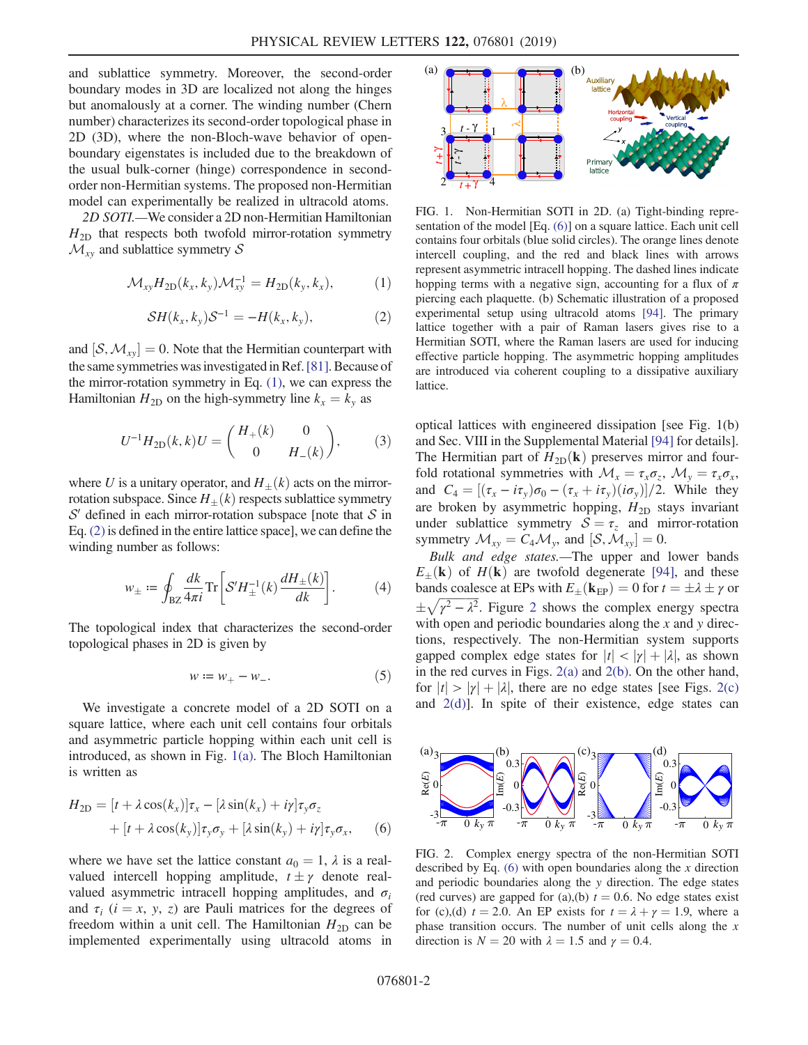and sublattice symmetry. Moreover, the second-order boundary modes in 3D are localized not along the hinges but anomalously at a corner. The winding number (Chern number) characterizes its second-order topological phase in 2D (3D), where the non-Bloch-wave behavior of open-boundary eigenstates is included due to the breakdown of the usual bulk-corner (hinge) correspondence in second-order non-Hermitian systems. The proposed non-Hermitian model can experimentally be realized in ultracold atoms.

*2D SOTI.*—We consider a 2D non-Hermitian Hamiltonian $H_{2D}$ that respects both twofold mirror-rotation symmetry $\mathcal{M}_{xy}$ and sublattice symmetry $\mathcal{S}$

$$\mathcal{M}_{xy} H_{2D}(k_x, k_y) \mathcal{M}_{xy}^{-1} = H_{2D}(k_y, k_x), \tag{1}$$

$$\mathcal{S} H(k_x, k_y) \mathcal{S}^{-1} = -H(k_x, k_y), \tag{2}$$

and $[\mathcal{S}, \mathcal{M}_{xy}] = 0$. Note that the Hermitian counterpart with the same symmetries was investigated in Ref. [81]. Because of the mirror-rotation symmetry in Eq. (1), we can express the Hamiltonian $H_{2D}$ on the high-symmetry line $k_x = k_y$ as

$$U^{-1} H_{2D}(k, k) U = \begin{pmatrix} H_+(k) & 0 \\ 0 & H_-(k) \end{pmatrix}, \tag{3}$$

where $U$ is a unitary operator, and $H_\pm(k)$ acts on the mirror-rotation subspace. Since $H_\pm(k)$ respects sublattice symmetry $\mathcal{S}'$ defined in each mirror-rotation subspace [note that $\mathcal{S}$ in Eq. (2) is defined in the entire lattice space], we can define the winding number as follows:

$$w_\pm := \oint_{\mathrm{BZ}} \frac{dk}{4\pi i} \mathrm{Tr}\left[\mathcal{S}' H_\pm^{-1}(k) \frac{dH_\pm(k)}{dk}\right]. \tag{4}$$

The topological index that characterizes the second-order topological phases in 2D is given by

$$w := w_+ - w_-. \tag{5}$$

We investigate a concrete model of a 2D SOTI on a square lattice, where each unit cell contains four orbitals and asymmetric particle hopping within each unit cell is introduced, as shown in Fig. 1(a). The Bloch Hamiltonian is written as

$$\begin{aligned} H_{2D} = {} & [t + \lambda \cos(k_x)]\tau_x - [\lambda \sin(k_x) + i\gamma]\tau_y \sigma_z \\ & + [t + \lambda \cos(k_y)]\tau_y \sigma_y + [\lambda \sin(k_y) + i\gamma]\tau_y \sigma_x, \end{aligned} \tag{6}$$

where we have set the lattice constant $a_0 = 1$, $\lambda$ is a real-valued intercell hopping amplitude, $t \pm \gamma$ denote real-valued asymmetric intracell hopping amplitudes, and $\sigma_i$ and $\tau_i$ ($i = x, y, z$) are Pauli matrices for the degrees of freedom within a unit cell. The Hamiltonian $H_{2D}$ can be implemented experimentally using ultracold atoms in optical lattices with engineered dissipation [see Fig. 1(b) and Sec. VIII in the Supplemental Material [94] for details]. The Hermitian part of $H_{2D}(\mathbf{k})$ preserves mirror and fourfold rotational symmetries with $\mathcal{M}_x = \tau_x \sigma_z$, $\mathcal{M}_y = \tau_x \sigma_x$, and $C_4 = [(\tau_x - i\tau_y)\sigma_0 - (\tau_x + i\tau_y)(i\sigma_y)]/2$. While they are broken by asymmetric hopping, $H_{2D}$ stays invariant under sublattice symmetry $\mathcal{S} = \tau_z$ and mirror-rotation symmetry $\mathcal{M}_{xy} = C_4 \mathcal{M}_y$, and $[\mathcal{S}, \mathcal{M}_{xy}] = 0$.

FIG. 1. Non-Hermitian SOTI in 2D. (a) Tight-binding representation of the model [Eq. (6)] on a square lattice. Each unit cell contains four orbitals (blue solid circles). The orange lines denote intercell coupling, and the red and black lines with arrows represent asymmetric intracell hopping. The dashed lines indicate hopping terms with a negative sign, accounting for a flux of $\pi$ piercing each plaquette. (b) Schematic illustration of a proposed experimental setup using ultracold atoms [94]. The primary lattice together with a pair of Raman lasers gives rise to a Hermitian SOTI, where the Raman lasers are used for inducing effective particle hopping. The asymmetric hopping amplitudes are introduced via coherent coupling to a dissipative auxiliary lattice.

*Bulk and edge states.*—The upper and lower bands $E_\pm(\mathbf{k})$ of $H(\mathbf{k})$ are twofold degenerate [94], and these bands coalesce at EPs with $E_\pm(\mathbf{k}_{\mathrm{EP}}) = 0$ for $t = \pm\lambda \pm \gamma$ or $\pm\sqrt{\gamma^2 - \lambda^2}$. Figure 2 shows the complex energy spectra with open and periodic boundaries along the $x$ and $y$ directions, respectively. The non-Hermitian system supports gapped complex edge states for $|t| < |\gamma| + |\lambda|$, as shown in the red curves in Figs. 2(a) and 2(b). On the other hand, for $|t| > |\gamma| + |\lambda|$, there are no edge states [see Figs. 2(c) and 2(d)]. In spite of their existence, edge states can

FIG. 2. Complex energy spectra of the non-Hermitian SOTI described by Eq. (6) with open boundaries along the $x$ direction and periodic boundaries along the $y$ direction. The edge states (red curves) are gapped for (a),(b) $t = 0.6$. No edge states exist for (c),(d) $t = 2.0$. An EP exists for $t = \lambda + \gamma = 1.9$, where a phase transition occurs. The number of unit cells along the $x$ direction is $N = 20$ with $\lambda = 1.5$ and $\gamma = 0.4$.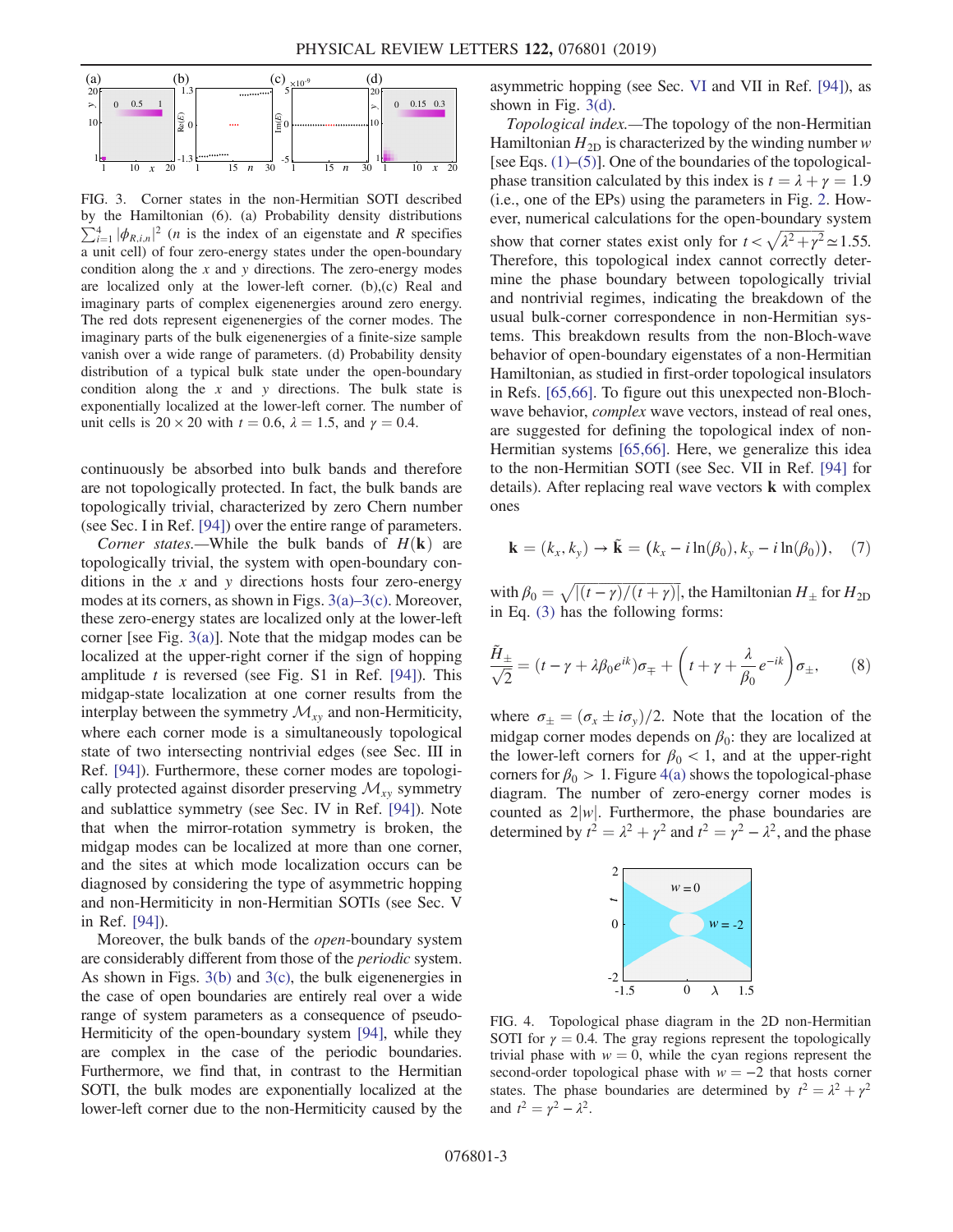FIG. 3. Corner states in the non-Hermitian SOTI described by the Hamiltonian (6). (a) Probability density distributions $\sum_{i=1}^{4} |\phi_{R,i,n}|^2$ ($n$ is the index of an eigenstate and $R$ specifies a unit cell) of four zero-energy states under the open-boundary condition along the $x$ and $y$ directions. The zero-energy modes are localized only at the lower-left corner. (b),(c) Real and imaginary parts of complex eigenenergies around zero energy. The red dots represent eigenenergies of the corner modes. The imaginary parts of the bulk eigenenergies of a finite-size sample vanish over a wide range of parameters. (d) Probability density distribution of a typical bulk state under the open-boundary condition along the $x$ and $y$ directions. The bulk state is exponentially localized at the lower-left corner. The number of unit cells is $20 \times 20$ with $t = 0.6$, $\lambda = 1.5$, and $\gamma = 0.4$.

continuously be absorbed into bulk bands and therefore are not topologically protected. In fact, the bulk bands are topologically trivial, characterized by zero Chern number (see Sec. I in Ref. [94]) over the entire range of parameters.

*Corner states.*—While the bulk bands of $H(\mathbf{k})$ are topologically trivial, the system with open-boundary conditions in the $x$ and $y$ directions hosts four zero-energy modes at its corners, as shown in Figs. 3(a)–3(c). Moreover, these zero-energy states are localized only at the lower-left corner [see Fig. 3(a)]. Note that the midgap modes can be localized at the upper-right corner if the sign of hopping amplitude $t$ is reversed (see Fig. S1 in Ref. [94]). This midgap-state localization at one corner results from the interplay between the symmetry $\mathcal{M}_{xy}$ and non-Hermiticity, where each corner mode is a simultaneously topological state of two intersecting nontrivial edges (see Sec. III in Ref. [94]). Furthermore, these corner modes are topologically protected against disorder preserving $\mathcal{M}_{xy}$ symmetry and sublattice symmetry (see Sec. IV in Ref. [94]). Note that when the mirror-rotation symmetry is broken, the midgap modes can be localized at more than one corner, and the sites at which mode localization occurs can be diagnosed by considering the type of asymmetric hopping and non-Hermiticity in non-Hermitian SOTIs (see Sec. V in Ref. [94]).

Moreover, the bulk bands of the *open*-boundary system are considerably different from those of the *periodic* system. As shown in Figs. 3(b) and 3(c), the bulk eigenenergies in the case of open boundaries are entirely real over a wide range of system parameters as a consequence of pseudo-Hermiticity of the open-boundary system [94], while they are complex in the case of the periodic boundaries. Furthermore, we find that, in contrast to the Hermitian SOTI, the bulk modes are exponentially localized at the lower-left corner due to the non-Hermiticity caused by the asymmetric hopping (see Sec. VI and VII in Ref. [94]), as shown in Fig. 3(d).

*Topological index.*—The topology of the non-Hermitian Hamiltonian $H_{2\mathrm{D}}$ is characterized by the winding number $w$ [see Eqs. (1)–(5)]. One of the boundaries of the topological-phase transition calculated by this index is $t = \lambda + \gamma = 1.9$ (i.e., one of the EPs) using the parameters in Fig. 2. However, numerical calculations for the open-boundary system show that corner states exist only for $t < \sqrt{\lambda^2 + \gamma^2} \simeq 1.55$. Therefore, this topological index cannot correctly determine the phase boundary between topologically trivial and nontrivial regimes, indicating the breakdown of the usual bulk-corner correspondence in non-Hermitian systems. This breakdown results from the non-Bloch-wave behavior of open-boundary eigenstates of a non-Hermitian Hamiltonian, as studied in first-order topological insulators in Refs. [65,66]. To figure out this unexpected non-Bloch-wave behavior, *complex* wave vectors, instead of real ones, are suggested for defining the topological index of non-Hermitian systems [65,66]. Here, we generalize this idea to the non-Hermitian SOTI (see Sec. VII in Ref. [94] for details). After replacing real wave vectors $\mathbf{k}$ with complex ones

$$\mathbf{k} = (k_x, k_y) \to \tilde{\mathbf{k}} = (k_x - i\ln(\beta_0), k_y - i\ln(\beta_0)), \quad (7)$$

with $\beta_0 = \sqrt{|(t-\gamma)/(t+\gamma)|}$, the Hamiltonian $H_\pm$ for $H_{2\mathrm{D}}$ in Eq. (3) has the following forms:

$$\frac{\tilde{H}_\pm}{\sqrt{2}} = (t - \gamma + \lambda\beta_0 e^{ik})\sigma_\mp + \left(t + \gamma + \frac{\lambda}{\beta_0}e^{-ik}\right)\sigma_\pm, \quad (8)$$

where $\sigma_\pm = (\sigma_x \pm i\sigma_y)/2$. Note that the location of the midgap corner modes depends on $\beta_0$: they are localized at the lower-left corners for $\beta_0 < 1$, and at the upper-right corners for $\beta_0 > 1$. Figure 4(a) shows the topological-phase diagram. The number of zero-energy corner modes is counted as $2|w|$. Furthermore, the phase boundaries are determined by $t^2 = \lambda^2 + \gamma^2$ and $t^2 = \gamma^2 - \lambda^2$, and the phase

FIG. 4. Topological phase diagram in the 2D non-Hermitian SOTI for $\gamma = 0.4$. The gray regions represent the topologically trivial phase with $w = 0$, while the cyan regions represent the second-order topological phase with $w = -2$ that hosts corner states. The phase boundaries are determined by $t^2 = \lambda^2 + \gamma^2$ and $t^2 = \gamma^2 - \lambda^2$.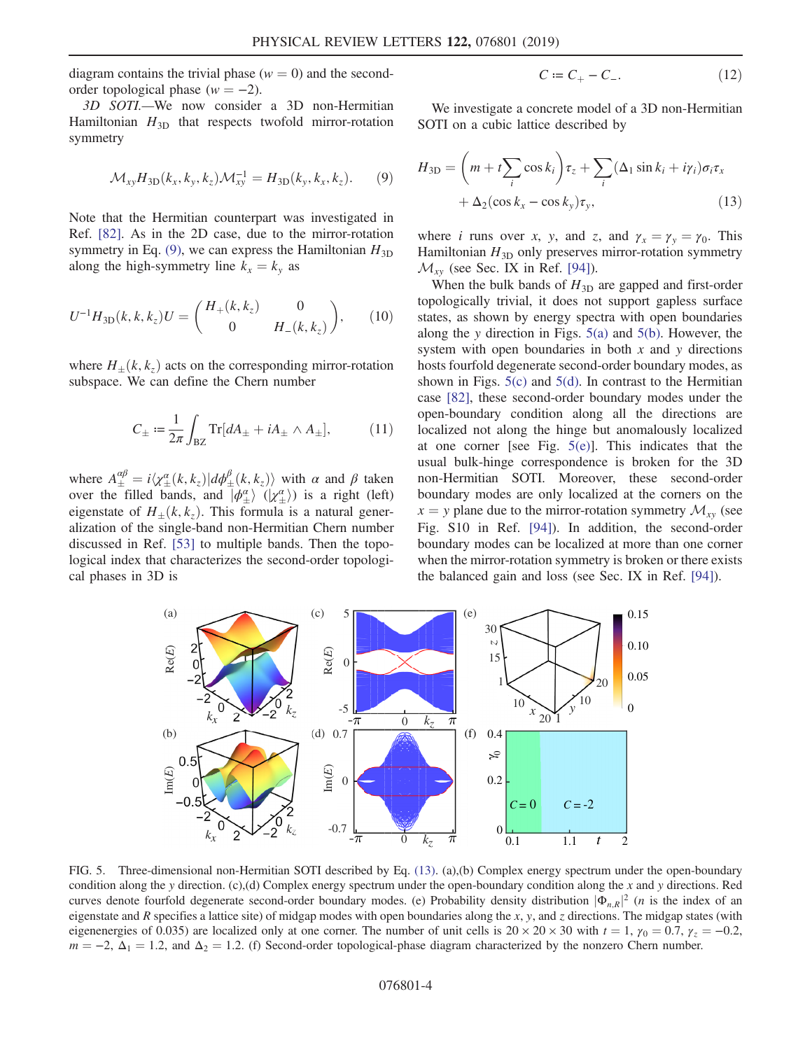diagram contains the trivial phase ($w = 0$) and the second-order topological phase ($w = -2$).

*3D SOTI.*—We now consider a 3D non-Hermitian Hamiltonian $H_{3\mathrm{D}}$ that respects twofold mirror-rotation symmetry

$$\mathcal{M}_{xy} H_{3\mathrm{D}}(k_x, k_y, k_z) \mathcal{M}_{xy}^{-1} = H_{3\mathrm{D}}(k_y, k_x, k_z). \tag{9}$$

Note that the Hermitian counterpart was investigated in Ref. [82]. As in the 2D case, due to the mirror-rotation symmetry in Eq. (9), we can express the Hamiltonian $H_{3\mathrm{D}}$ along the high-symmetry line $k_x = k_y$ as

$$U^{-1} H_{3\mathrm{D}}(k, k, k_z) U = \begin{pmatrix} H_+(k, k_z) & 0 \\ 0 & H_-(k, k_z) \end{pmatrix}, \tag{10}$$

where $H_\pm(k, k_z)$ acts on the corresponding mirror-rotation subspace. We can define the Chern number

$$C_\pm := \frac{1}{2\pi} \int_{\mathrm{BZ}} \mathrm{Tr}[dA_\pm + iA_\pm \wedge A_\pm], \tag{11}$$

where $A_\pm^{\alpha\beta} = i\langle \chi_\pm^\alpha(k, k_z) | d\phi_\pm^\beta(k, k_z)\rangle$ with $\alpha$ and $\beta$ taken over the filled bands, and $|\phi_\pm^\alpha\rangle$ ($|\chi_\pm^\alpha\rangle$) is a right (left) eigenstate of $H_\pm(k, k_z)$. This formula is a natural generalization of the single-band non-Hermitian Chern number discussed in Ref. [53] to multiple bands. Then the topological index that characterizes the second-order topological phases in 3D is

$$C := C_+ - C_-. \tag{12}$$

We investigate a concrete model of a 3D non-Hermitian SOTI on a cubic lattice described by

$$H_{3\mathrm{D}} = \left(m + t\sum_i \cos k_i\right)\tau_z + \sum_i (\Delta_1 \sin k_i + i\gamma_i)\sigma_i \tau_x + \Delta_2(\cos k_x - \cos k_y)\tau_y, \tag{13}$$

where $i$ runs over $x$, $y$, and $z$, and $\gamma_x = \gamma_y = \gamma_0$. This Hamiltonian $H_{3\mathrm{D}}$ only preserves mirror-rotation symmetry $\mathcal{M}_{xy}$ (see Sec. IX in Ref. [94]).

When the bulk bands of $H_{3\mathrm{D}}$ are gapped and first-order topologically trivial, it does not support gapless surface states, as shown by energy spectra with open boundaries along the $y$ direction in Figs. 5(a) and 5(b). However, the system with open boundaries in both $x$ and $y$ directions hosts fourfold degenerate second-order boundary modes, as shown in Figs. 5(c) and 5(d). In contrast to the Hermitian case [82], these second-order boundary modes under the open-boundary condition along all the directions are localized not along the hinge but anomalously localized at one corner [see Fig. 5(e)]. This indicates that the usual bulk-hinge correspondence is broken for the 3D non-Hermitian SOTI. Moreover, these second-order boundary modes are only localized at the corners on the $x = y$ plane due to the mirror-rotation symmetry $\mathcal{M}_{xy}$ (see Fig. S10 in Ref. [94]). In addition, the second-order boundary modes can be localized at more than one corner when the mirror-rotation symmetry is broken or there exists the balanced gain and loss (see Sec. IX in Ref. [94]).

FIG. 5. Three-dimensional non-Hermitian SOTI described by Eq. (13). (a),(b) Complex energy spectrum under the open-boundary condition along the $y$ direction. (c),(d) Complex energy spectrum under the open-boundary condition along the $x$ and $y$ directions. Red curves denote fourfold degenerate second-order boundary modes. (e) Probability density distribution $|\Phi_{n,R}|^2$ ($n$ is the index of an eigenstate and $R$ specifies a lattice site) of midgap modes with open boundaries along the $x$, $y$, and $z$ directions. The midgap states (with eigenenergies of 0.035) are localized only at one corner. The number of unit cells is $20 \times 20 \times 30$ with $t = 1$, $\gamma_0 = 0.7$, $\gamma_z = -0.2$, $m = -2$, $\Delta_1 = 1.2$, and $\Delta_2 = 1.2$. (f) Second-order topological-phase diagram characterized by the nonzero Chern number.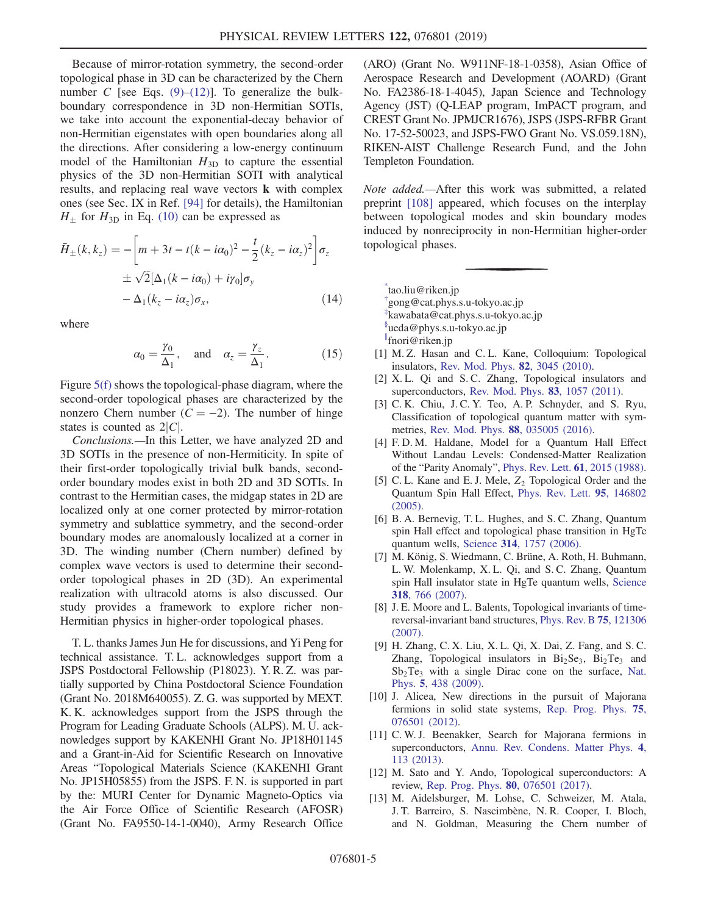Because of mirror-rotation symmetry, the second-order topological phase in 3D can be characterized by the Chern number $C$ [see Eqs. (9)–(12)]. To generalize the bulk-boundary correspondence in 3D non-Hermitian SOTIs, we take into account the exponential-decay behavior of non-Hermitian eigenstates with open boundaries along all the directions. After considering a low-energy continuum model of the Hamiltonian $H_{3D}$ to capture the essential physics of the 3D non-Hermitian SOTI with analytical results, and replacing real wave vectors $\mathbf{k}$ with complex ones (see Sec. IX in Ref. [94] for details), the Hamiltonian $H_{\pm}$ for $H_{3D}$ in Eq. (10) can be expressed as

$$
\begin{aligned}
\bar{H}_{\pm}(k, k_z) = &-\left[m + 3t - t(k - i\alpha_0)^2 - \frac{t}{2}(k_z - i\alpha_z)^2\right]\sigma_z \\
&\pm \sqrt{2}[\Delta_1(k - i\alpha_0) + i\gamma_0]\sigma_y \\
&- \Delta_1(k_z - i\alpha_z)\sigma_x, \qquad (14)
\end{aligned}
$$

where

$$
\alpha_0 = \frac{\gamma_0}{\Delta_1}, \quad \text{and} \quad \alpha_z = \frac{\gamma_z}{\Delta_1}. \qquad (15)
$$

Figure 5(f) shows the topological-phase diagram, where the second-order topological phases are characterized by the nonzero Chern number ($C = -2$). The number of hinge states is counted as $2|C|$.

*Conclusions.*—In this Letter, we have analyzed 2D and 3D SOTIs in the presence of non-Hermiticity. In spite of their first-order topologically trivial bulk bands, second-order boundary modes exist in both 2D and 3D SOTIs. In contrast to the Hermitian cases, the midgap states in 2D are localized only at one corner protected by mirror-rotation symmetry and sublattice symmetry, and the second-order boundary modes are anomalously localized at a corner in 3D. The winding number (Chern number) defined by complex wave vectors is used to determine their second-order topological phases in 2D (3D). An experimental realization with ultracold atoms is also discussed. Our study provides a framework to explore richer non-Hermitian physics in higher-order topological phases.

T. L. thanks James Jun He for discussions, and Yi Peng for technical assistance. T. L. acknowledges support from a JSPS Postdoctoral Fellowship (P18023). Y. R. Z. was partially supported by China Postdoctoral Science Foundation (Grant No. 2018M640055). Z. G. was supported by MEXT. K. K. acknowledges support from the JSPS through the Program for Leading Graduate Schools (ALPS). M. U. acknowledges support by KAKENHI Grant No. JP18H01145 and a Grant-in-Aid for Scientific Research on Innovative Areas "Topological Materials Science (KAKENHI Grant No. JP15H05855) from the JSPS. F. N. is supported in part by the: MURI Center for Dynamic Magneto-Optics via the Air Force Office of Scientific Research (AFOSR) (Grant No. FA9550-14-1-0040), Army Research Office (ARO) (Grant No. W911NF-18-1-0358), Asian Office of Aerospace Research and Development (AOARD) (Grant No. FA2386-18-1-4045), Japan Science and Technology Agency (JST) (Q-LEAP program, ImPACT program, and CREST Grant No. JPMJCR1676), JSPS (JSPS-RFBR Grant No. 17-52-50023, and JSPS-FWO Grant No. VS.059.18N), RIKEN-AIST Challenge Research Fund, and the John Templeton Foundation.

*Note added.*—After this work was submitted, a related preprint [108] appeared, which focuses on the interplay between topological modes and skin boundary modes induced by nonreciprocity in non-Hermitian higher-order topological phases.

[*] tao.liu@riken.jp
[†] gong@cat.phys.s.u-tokyo.ac.jp
[‡] kawabata@cat.phys.s.u-tokyo.ac.jp
[§] ueda@phys.s.u-tokyo.ac.jp
[∥] fnori@riken.jp

[1] M. Z. Hasan and C. L. Kane, Colloquium: Topological insulators, Rev. Mod. Phys. **82**, 3045 (2010).

[2] X. L. Qi and S. C. Zhang, Topological insulators and superconductors, Rev. Mod. Phys. **83**, 1057 (2011).

[3] C. K. Chiu, J. C. Y. Teo, A. P. Schnyder, and S. Ryu, Classification of topological quantum matter with symmetries, Rev. Mod. Phys. **88**, 035005 (2016).

[4] F. D. M. Haldane, Model for a Quantum Hall Effect Without Landau Levels: Condensed-Matter Realization of the "Parity Anomaly", Phys. Rev. Lett. **61**, 2015 (1988).

[5] C. L. Kane and E. J. Mele, $Z_2$ Topological Order and the Quantum Spin Hall Effect, Phys. Rev. Lett. **95**, 146802 (2005).

[6] B. A. Bernevig, T. L. Hughes, and S. C. Zhang, Quantum spin Hall effect and topological phase transition in HgTe quantum wells, Science **314**, 1757 (2006).

[7] M. König, S. Wiedmann, C. Brüne, A. Roth, H. Buhmann, L. W. Molenkamp, X. L. Qi, and S. C. Zhang, Quantum spin Hall insulator state in HgTe quantum wells, Science **318**, 766 (2007).

[8] J. E. Moore and L. Balents, Topological invariants of time-reversal-invariant band structures, Phys. Rev. B **75**, 121306 (2007).

[9] H. Zhang, C. X. Liu, X. L. Qi, X. Dai, Z. Fang, and S. C. Zhang, Topological insulators in $Bi_2Se_3$, $Bi_2Te_3$ and $Sb_2Te_3$ with a single Dirac cone on the surface, Nat. Phys. **5**, 438 (2009).

[10] J. Alicea, New directions in the pursuit of Majorana fermions in solid state systems, Rep. Prog. Phys. **75**, 076501 (2012).

[11] C. W. J. Beenakker, Search for Majorana fermions in superconductors, Annu. Rev. Condens. Matter Phys. **4**, 113 (2013).

[12] M. Sato and Y. Ando, Topological superconductors: A review, Rep. Prog. Phys. **80**, 076501 (2017).

[13] M. Aidelsburger, M. Lohse, C. Schweizer, M. Atala, J. T. Barreiro, S. Nascimbène, N. R. Cooper, I. Bloch, and N. Goldman, Measuring the Chern number of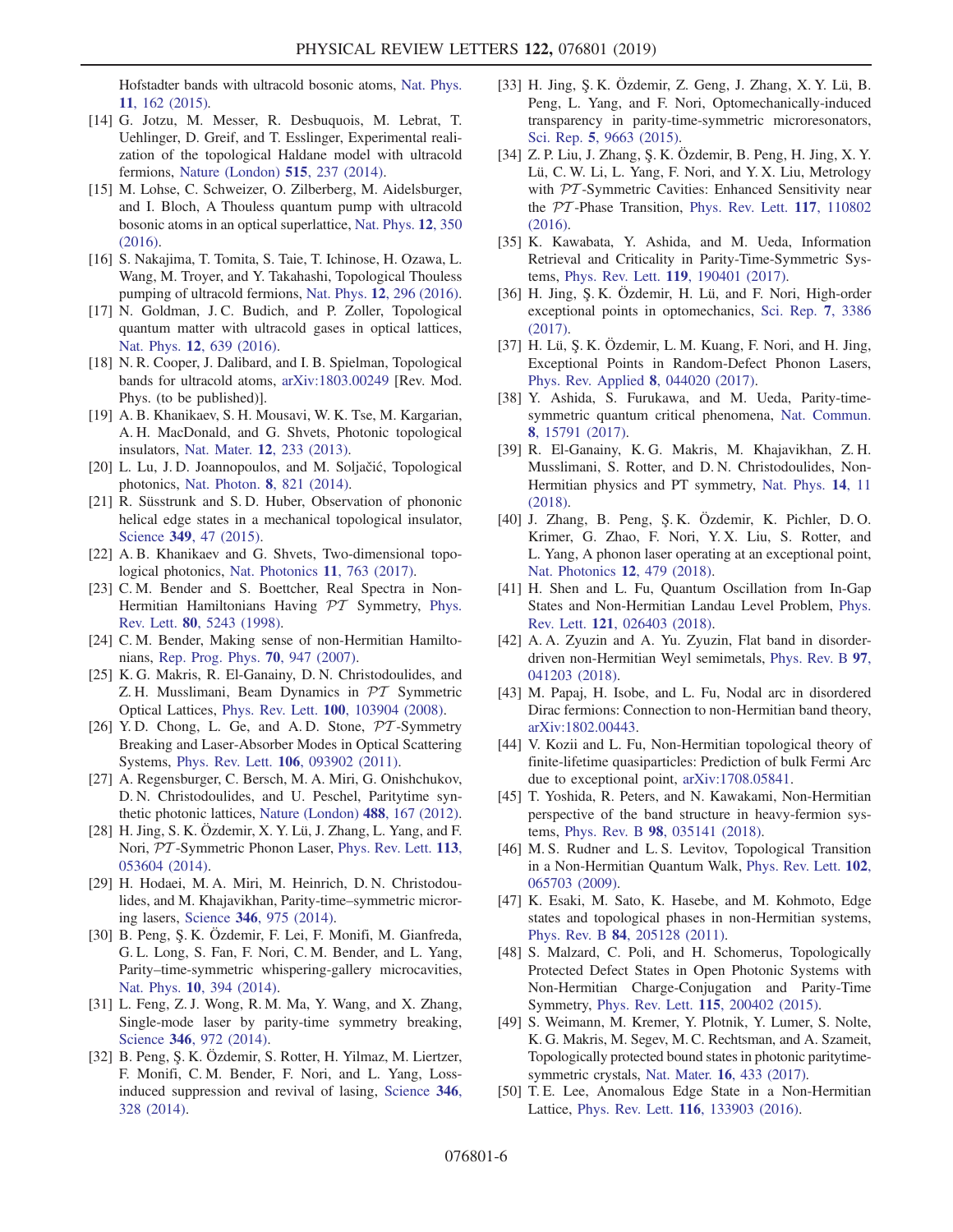Hofstadter bands with ultracold bosonic atoms, Nat. Phys. **11**, 162 (2015).

[14] G. Jotzu, M. Messer, R. Desbuquois, M. Lebrat, T. Uehlinger, D. Greif, and T. Esslinger, Experimental realization of the topological Haldane model with ultracold fermions, Nature (London) **515**, 237 (2014).

[15] M. Lohse, C. Schweizer, O. Zilberberg, M. Aidelsburger, and I. Bloch, A Thouless quantum pump with ultracold bosonic atoms in an optical superlattice, Nat. Phys. **12**, 350 (2016).

[16] S. Nakajima, T. Tomita, S. Taie, T. Ichinose, H. Ozawa, L. Wang, M. Troyer, and Y. Takahashi, Topological Thouless pumping of ultracold fermions, Nat. Phys. **12**, 296 (2016).

[17] N. Goldman, J. C. Budich, and P. Zoller, Topological quantum matter with ultracold gases in optical lattices, Nat. Phys. **12**, 639 (2016).

[18] N. R. Cooper, J. Dalibard, and I. B. Spielman, Topological bands for ultracold atoms, arXiv:1803.00249 [Rev. Mod. Phys. (to be published)].

[19] A. B. Khanikaev, S. H. Mousavi, W. K. Tse, M. Kargarian, A. H. MacDonald, and G. Shvets, Photonic topological insulators, Nat. Mater. **12**, 233 (2013).

[20] L. Lu, J. D. Joannopoulos, and M. Soljačić, Topological photonics, Nat. Photon. **8**, 821 (2014).

[21] R. Süsstrunk and S. D. Huber, Observation of phononic helical edge states in a mechanical topological insulator, Science **349**, 47 (2015).

[22] A. B. Khanikaev and G. Shvets, Two-dimensional topological photonics, Nat. Photonics **11**, 763 (2017).

[23] C. M. Bender and S. Boettcher, Real Spectra in Non-Hermitian Hamiltonians Having $\mathcal{PT}$ Symmetry, Phys. Rev. Lett. **80**, 5243 (1998).

[24] C. M. Bender, Making sense of non-Hermitian Hamiltonians, Rep. Prog. Phys. **70**, 947 (2007).

[25] K. G. Makris, R. El-Ganainy, D. N. Christodoulides, and Z. H. Musslimani, Beam Dynamics in $\mathcal{PT}$ Symmetric Optical Lattices, Phys. Rev. Lett. **100**, 103904 (2008).

[26] Y. D. Chong, L. Ge, and A. D. Stone, $\mathcal{PT}$-Symmetry Breaking and Laser-Absorber Modes in Optical Scattering Systems, Phys. Rev. Lett. **106**, 093902 (2011).

[27] A. Regensburger, C. Bersch, M. A. Miri, G. Onishchukov, D. N. Christodoulides, and U. Peschel, Paritytime synthetic photonic lattices, Nature (London) **488**, 167 (2012).

[28] H. Jing, S. K. Özdemir, X. Y. Lü, J. Zhang, L. Yang, and F. Nori, $\mathcal{PT}$-Symmetric Phonon Laser, Phys. Rev. Lett. **113**, 053604 (2014).

[29] H. Hodaei, M. A. Miri, M. Heinrich, D. N. Christodoulides, and M. Khajavikhan, Parity-time–symmetric microring lasers, Science **346**, 975 (2014).

[30] B. Peng, Ş. K. Özdemir, F. Lei, F. Monifi, M. Gianfreda, G. L. Long, S. Fan, F. Nori, C. M. Bender, and L. Yang, Parity–time-symmetric whispering-gallery microcavities, Nat. Phys. **10**, 394 (2014).

[31] L. Feng, Z. J. Wong, R. M. Ma, Y. Wang, and X. Zhang, Single-mode laser by parity-time symmetry breaking, Science **346**, 972 (2014).

[32] B. Peng, Ş. K. Özdemir, S. Rotter, H. Yilmaz, M. Liertzer, F. Monifi, C. M. Bender, F. Nori, and L. Yang, Loss-induced suppression and revival of lasing, Science **346**, 328 (2014).

[33] H. Jing, Ş. K. Özdemir, Z. Geng, J. Zhang, X. Y. Lü, B. Peng, L. Yang, and F. Nori, Optomechanically-induced transparency in parity-time-symmetric microresonators, Sci. Rep. **5**, 9663 (2015).

[34] Z. P. Liu, J. Zhang, Ş. K. Özdemir, B. Peng, H. Jing, X. Y. Lü, C. W. Li, L. Yang, F. Nori, and Y. X. Liu, Metrology with $\mathcal{PT}$-Symmetric Cavities: Enhanced Sensitivity near the $\mathcal{PT}$-Phase Transition, Phys. Rev. Lett. **117**, 110802 (2016).

[35] K. Kawabata, Y. Ashida, and M. Ueda, Information Retrieval and Criticality in Parity-Time-Symmetric Systems, Phys. Rev. Lett. **119**, 190401 (2017).

[36] H. Jing, Ş. K. Özdemir, H. Lü, and F. Nori, High-order exceptional points in optomechanics, Sci. Rep. **7**, 3386 (2017).

[37] H. Lü, Ş. K. Özdemir, L. M. Kuang, F. Nori, and H. Jing, Exceptional Points in Random-Defect Phonon Lasers, Phys. Rev. Applied **8**, 044020 (2017).

[38] Y. Ashida, S. Furukawa, and M. Ueda, Parity-time-symmetric quantum critical phenomena, Nat. Commun. **8**, 15791 (2017).

[39] R. El-Ganainy, K. G. Makris, M. Khajavikhan, Z. H. Musslimani, S. Rotter, and D. N. Christodoulides, Non-Hermitian physics and PT symmetry, Nat. Phys. **14**, 11 (2018).

[40] J. Zhang, B. Peng, Ş. K. Özdemir, K. Pichler, D. O. Krimer, G. Zhao, F. Nori, Y. X. Liu, S. Rotter, and L. Yang, A phonon laser operating at an exceptional point, Nat. Photonics **12**, 479 (2018).

[41] H. Shen and L. Fu, Quantum Oscillation from In-Gap States and Non-Hermitian Landau Level Problem, Phys. Rev. Lett. **121**, 026403 (2018).

[42] A. A. Zyuzin and A. Yu. Zyuzin, Flat band in disorder-driven non-Hermitian Weyl semimetals, Phys. Rev. B **97**, 041203 (2018).

[43] M. Papaj, H. Isobe, and L. Fu, Nodal arc in disordered Dirac fermions: Connection to non-Hermitian band theory, arXiv:1802.00443.

[44] V. Kozii and L. Fu, Non-Hermitian topological theory of finite-lifetime quasiparticles: Prediction of bulk Fermi Arc due to exceptional point, arXiv:1708.05841.

[45] T. Yoshida, R. Peters, and N. Kawakami, Non-Hermitian perspective of the band structure in heavy-fermion systems, Phys. Rev. B **98**, 035141 (2018).

[46] M. S. Rudner and L. S. Levitov, Topological Transition in a Non-Hermitian Quantum Walk, Phys. Rev. Lett. **102**, 065703 (2009).

[47] K. Esaki, M. Sato, K. Hasebe, and M. Kohmoto, Edge states and topological phases in non-Hermitian systems, Phys. Rev. B **84**, 205128 (2011).

[48] S. Malzard, C. Poli, and H. Schomerus, Topologically Protected Defect States in Open Photonic Systems with Non-Hermitian Charge-Conjugation and Parity-Time Symmetry, Phys. Rev. Lett. **115**, 200402 (2015).

[49] S. Weimann, M. Kremer, Y. Plotnik, Y. Lumer, S. Nolte, K. G. Makris, M. Segev, M. C. Rechtsman, and A. Szameit, Topologically protected bound states in photonic paritytime-symmetric crystals, Nat. Mater. **16**, 433 (2017).

[50] T. E. Lee, Anomalous Edge State in a Non-Hermitian Lattice, Phys. Rev. Lett. **116**, 133903 (2016).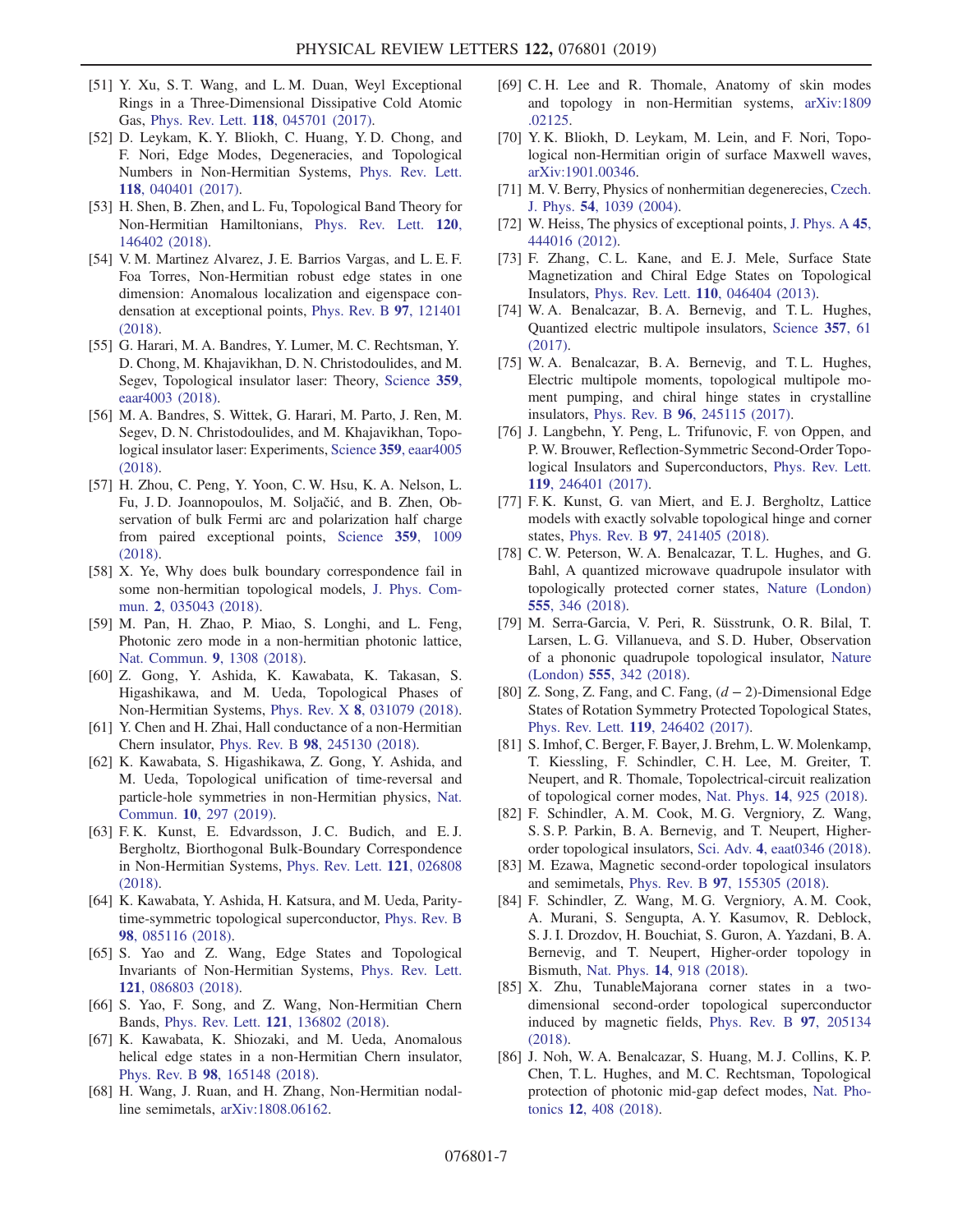[51] Y. Xu, S. T. Wang, and L. M. Duan, Weyl Exceptional Rings in a Three-Dimensional Dissipative Cold Atomic Gas, Phys. Rev. Lett. **118**, 045701 (2017).

[52] D. Leykam, K. Y. Bliokh, C. Huang, Y. D. Chong, and F. Nori, Edge Modes, Degeneracies, and Topological Numbers in Non-Hermitian Systems, Phys. Rev. Lett. **118**, 040401 (2017).

[53] H. Shen, B. Zhen, and L. Fu, Topological Band Theory for Non-Hermitian Hamiltonians, Phys. Rev. Lett. **120**, 146402 (2018).

[54] V. M. Martinez Alvarez, J. E. Barrios Vargas, and L. E. F. Foa Torres, Non-Hermitian robust edge states in one dimension: Anomalous localization and eigenspace condensation at exceptional points, Phys. Rev. B **97**, 121401 (2018).

[55] G. Harari, M. A. Bandres, Y. Lumer, M. C. Rechtsman, Y. D. Chong, M. Khajavikhan, D. N. Christodoulides, and M. Segev, Topological insulator laser: Theory, Science **359**, eaar4003 (2018).

[56] M. A. Bandres, S. Wittek, G. Harari, M. Parto, J. Ren, M. Segev, D. N. Christodoulides, and M. Khajavikhan, Topological insulator laser: Experiments, Science **359**, eaar4005 (2018).

[57] H. Zhou, C. Peng, Y. Yoon, C. W. Hsu, K. A. Nelson, L. Fu, J. D. Joannopoulos, M. Soljačić, and B. Zhen, Observation of bulk Fermi arc and polarization half charge from paired exceptional points, Science **359**, 1009 (2018).

[58] X. Ye, Why does bulk boundary correspondence fail in some non-hermitian topological models, J. Phys. Commun. **2**, 035043 (2018).

[59] M. Pan, H. Zhao, P. Miao, S. Longhi, and L. Feng, Photonic zero mode in a non-hermitian photonic lattice, Nat. Commun. **9**, 1308 (2018).

[60] Z. Gong, Y. Ashida, K. Kawabata, K. Takasan, S. Higashikawa, and M. Ueda, Topological Phases of Non-Hermitian Systems, Phys. Rev. X **8**, 031079 (2018).

[61] Y. Chen and H. Zhai, Hall conductance of a non-Hermitian Chern insulator, Phys. Rev. B **98**, 245130 (2018).

[62] K. Kawabata, S. Higashikawa, Z. Gong, Y. Ashida, and M. Ueda, Topological unification of time-reversal and particle-hole symmetries in non-Hermitian physics, Nat. Commun. **10**, 297 (2019).

[63] F. K. Kunst, E. Edvardsson, J. C. Budich, and E. J. Bergholtz, Biorthogonal Bulk-Boundary Correspondence in Non-Hermitian Systems, Phys. Rev. Lett. **121**, 026808 (2018).

[64] K. Kawabata, Y. Ashida, H. Katsura, and M. Ueda, Parity-time-symmetric topological superconductor, Phys. Rev. B **98**, 085116 (2018).

[65] S. Yao and Z. Wang, Edge States and Topological Invariants of Non-Hermitian Systems, Phys. Rev. Lett. **121**, 086803 (2018).

[66] S. Yao, F. Song, and Z. Wang, Non-Hermitian Chern Bands, Phys. Rev. Lett. **121**, 136802 (2018).

[67] K. Kawabata, K. Shiozaki, and M. Ueda, Anomalous helical edge states in a non-Hermitian Chern insulator, Phys. Rev. B **98**, 165148 (2018).

[68] H. Wang, J. Ruan, and H. Zhang, Non-Hermitian nodal-line semimetals, arXiv:1808.06162.

[69] C. H. Lee and R. Thomale, Anatomy of skin modes and topology in non-Hermitian systems, arXiv:1809.02125.

[70] Y. K. Bliokh, D. Leykam, M. Lein, and F. Nori, Topological non-Hermitian origin of surface Maxwell waves, arXiv:1901.00346.

[71] M. V. Berry, Physics of nonhermitian degenerecies, Czech. J. Phys. **54**, 1039 (2004).

[72] W. Heiss, The physics of exceptional points, J. Phys. A **45**, 444016 (2012).

[73] F. Zhang, C. L. Kane, and E. J. Mele, Surface State Magnetization and Chiral Edge States on Topological Insulators, Phys. Rev. Lett. **110**, 046404 (2013).

[74] W. A. Benalcazar, B. A. Bernevig, and T. L. Hughes, Quantized electric multipole insulators, Science **357**, 61 (2017).

[75] W. A. Benalcazar, B. A. Bernevig, and T. L. Hughes, Electric multipole moments, topological multipole moment pumping, and chiral hinge states in crystalline insulators, Phys. Rev. B **96**, 245115 (2017).

[76] J. Langbehn, Y. Peng, L. Trifunovic, F. von Oppen, and P. W. Brouwer, Reflection-Symmetric Second-Order Topological Insulators and Superconductors, Phys. Rev. Lett. **119**, 246401 (2017).

[77] F. K. Kunst, G. van Miert, and E. J. Bergholtz, Lattice models with exactly solvable topological hinge and corner states, Phys. Rev. B **97**, 241405 (2018).

[78] C. W. Peterson, W. A. Benalcazar, T. L. Hughes, and G. Bahl, A quantized microwave quadrupole insulator with topologically protected corner states, Nature (London) **555**, 346 (2018).

[79] M. Serra-Garcia, V. Peri, R. Süsstrunk, O. R. Bilal, T. Larsen, L. G. Villanueva, and S. D. Huber, Observation of a phononic quadrupole topological insulator, Nature (London) **555**, 342 (2018).

[80] Z. Song, Z. Fang, and C. Fang, $(d-2)$-Dimensional Edge States of Rotation Symmetry Protected Topological States, Phys. Rev. Lett. **119**, 246402 (2017).

[81] S. Imhof, C. Berger, F. Bayer, J. Brehm, L. W. Molenkamp, T. Kiessling, F. Schindler, C. H. Lee, M. Greiter, T. Neupert, and R. Thomale, Topolectrical-circuit realization of topological corner modes, Nat. Phys. **14**, 925 (2018).

[82] F. Schindler, A. M. Cook, M. G. Vergniory, Z. Wang, S. S. P. Parkin, B. A. Bernevig, and T. Neupert, Higher-order topological insulators, Sci. Adv. **4**, eaat0346 (2018).

[83] M. Ezawa, Magnetic second-order topological insulators and semimetals, Phys. Rev. B **97**, 155305 (2018).

[84] F. Schindler, Z. Wang, M. G. Vergniory, A. M. Cook, A. Murani, S. Sengupta, A. Y. Kasumov, R. Deblock, S. J. I. Drozdov, H. Bouchiat, S. Guron, A. Yazdani, B. A. Bernevig, and T. Neupert, Higher-order topology in Bismuth, Nat. Phys. **14**, 918 (2018).

[85] X. Zhu, TunableMajorana corner states in a two-dimensional second-order topological superconductor induced by magnetic fields, Phys. Rev. B **97**, 205134 (2018).

[86] J. Noh, W. A. Benalcazar, S. Huang, M. J. Collins, K. P. Chen, T. L. Hughes, and M. C. Rechtsman, Topological protection of photonic mid-gap defect modes, Nat. Photonics **12**, 408 (2018).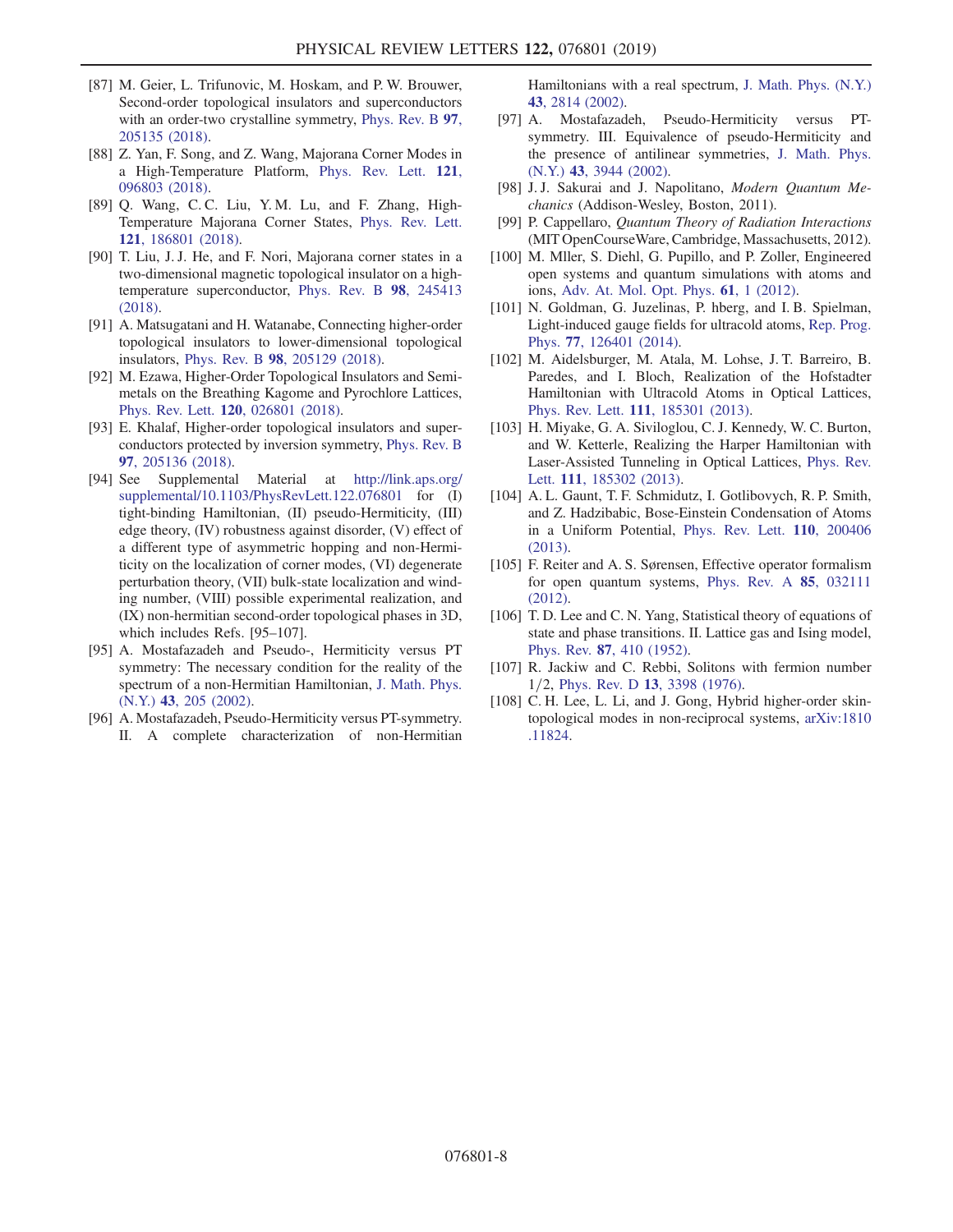[87] M. Geier, L. Trifunovic, M. Hoskam, and P. W. Brouwer, Second-order topological insulators and superconductors with an order-two crystalline symmetry, Phys. Rev. B **97**, 205135 (2018).

[88] Z. Yan, F. Song, and Z. Wang, Majorana Corner Modes in a High-Temperature Platform, Phys. Rev. Lett. **121**, 096803 (2018).

[89] Q. Wang, C. C. Liu, Y. M. Lu, and F. Zhang, High-Temperature Majorana Corner States, Phys. Rev. Lett. **121**, 186801 (2018).

[90] T. Liu, J. J. He, and F. Nori, Majorana corner states in a two-dimensional magnetic topological insulator on a high-temperature superconductor, Phys. Rev. B **98**, 245413 (2018).

[91] A. Matsugatani and H. Watanabe, Connecting higher-order topological insulators to lower-dimensional topological insulators, Phys. Rev. B **98**, 205129 (2018).

[92] M. Ezawa, Higher-Order Topological Insulators and Semimetals on the Breathing Kagome and Pyrochlore Lattices, Phys. Rev. Lett. **120**, 026801 (2018).

[93] E. Khalaf, Higher-order topological insulators and superconductors protected by inversion symmetry, Phys. Rev. B **97**, 205136 (2018).

[94] See Supplemental Material at http://link.aps.org/supplemental/10.1103/PhysRevLett.122.076801 for (I) tight-binding Hamiltonian, (II) pseudo-Hermiticity, (III) edge theory, (IV) robustness against disorder, (V) effect of a different type of asymmetric hopping and non-Hermiticity on the localization of corner modes, (VI) degenerate perturbation theory, (VII) bulk-state localization and winding number, (VIII) possible experimental realization, and (IX) non-hermitian second-order topological phases in 3D, which includes Refs. [95–107].

[95] A. Mostafazadeh and Pseudo-, Hermiticity versus PT symmetry: The necessary condition for the reality of the spectrum of a non-Hermitian Hamiltonian, J. Math. Phys. (N.Y.) **43**, 205 (2002).

[96] A. Mostafazadeh, Pseudo-Hermiticity versus PT-symmetry. II. A complete characterization of non-Hermitian Hamiltonians with a real spectrum, J. Math. Phys. (N.Y.) **43**, 2814 (2002).

[97] A. Mostafazadeh, Pseudo-Hermiticity versus PT-symmetry. III. Equivalence of pseudo-Hermiticity and the presence of antilinear symmetries, J. Math. Phys. (N.Y.) **43**, 3944 (2002).

[98] J. J. Sakurai and J. Napolitano, *Modern Quantum Mechanics* (Addison-Wesley, Boston, 2011).

[99] P. Cappellaro, *Quantum Theory of Radiation Interactions* (MIT OpenCourseWare, Cambridge, Massachusetts, 2012).

[100] M. Mller, S. Diehl, G. Pupillo, and P. Zoller, Engineered open systems and quantum simulations with atoms and ions, Adv. At. Mol. Opt. Phys. **61**, 1 (2012).

[101] N. Goldman, G. Juzelinas, P. hberg, and I. B. Spielman, Light-induced gauge fields for ultracold atoms, Rep. Prog. Phys. **77**, 126401 (2014).

[102] M. Aidelsburger, M. Atala, M. Lohse, J. T. Barreiro, B. Paredes, and I. Bloch, Realization of the Hofstadter Hamiltonian with Ultracold Atoms in Optical Lattices, Phys. Rev. Lett. **111**, 185301 (2013).

[103] H. Miyake, G. A. Siviloglou, C. J. Kennedy, W. C. Burton, and W. Ketterle, Realizing the Harper Hamiltonian with Laser-Assisted Tunneling in Optical Lattices, Phys. Rev. Lett. **111**, 185302 (2013).

[104] A. L. Gaunt, T. F. Schmidutz, I. Gotlibovych, R. P. Smith, and Z. Hadzibabic, Bose-Einstein Condensation of Atoms in a Uniform Potential, Phys. Rev. Lett. **110**, 200406 (2013).

[105] F. Reiter and A. S. Sørensen, Effective operator formalism for open quantum systems, Phys. Rev. A **85**, 032111 (2012).

[106] T. D. Lee and C. N. Yang, Statistical theory of equations of state and phase transitions. II. Lattice gas and Ising model, Phys. Rev. **87**, 410 (1952).

[107] R. Jackiw and C. Rebbi, Solitons with fermion number $1/2$, Phys. Rev. D **13**, 3398 (1976).

[108] C. H. Lee, L. Li, and J. Gong, Hybrid higher-order skin-topological modes in non-reciprocal systems, arXiv:1810.11824.